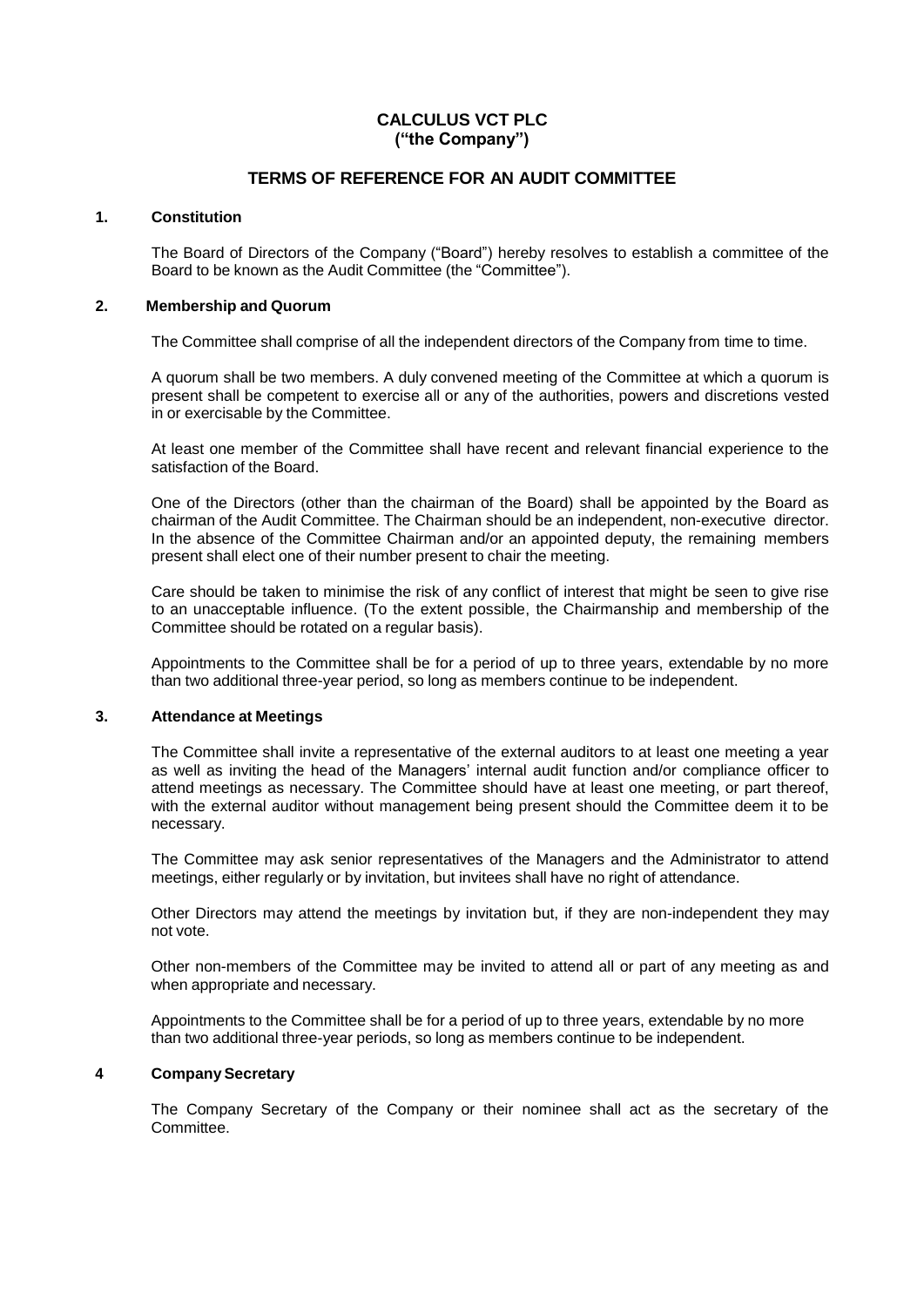**CALCULUS VCT PLC**
**("the Company")**

# TERMS OF REFERENCE FOR AN AUDIT COMMITTEE

## 1. Constitution

The Board of Directors of the Company ("Board") hereby resolves to establish a committee of the Board to be known as the Audit Committee (the "Committee").

## 2. Membership and Quorum

The Committee shall comprise of all the independent directors of the Company from time to time.

A quorum shall be two members. A duly convened meeting of the Committee at which a quorum is present shall be competent to exercise all or any of the authorities, powers and discretions vested in or exercisable by the Committee.

At least one member of the Committee shall have recent and relevant financial experience to the satisfaction of the Board.

One of the Directors (other than the chairman of the Board) shall be appointed by the Board as chairman of the Audit Committee. The Chairman should be an independent, non-executive director. In the absence of the Committee Chairman and/or an appointed deputy, the remaining members present shall elect one of their number present to chair the meeting.

Care should be taken to minimise the risk of any conflict of interest that might be seen to give rise to an unacceptable influence. (To the extent possible, the Chairmanship and membership of the Committee should be rotated on a regular basis).

Appointments to the Committee shall be for a period of up to three years, extendable by no more than two additional three-year period, so long as members continue to be independent.

## 3. Attendance at Meetings

The Committee shall invite a representative of the external auditors to at least one meeting a year as well as inviting the head of the Managers' internal audit function and/or compliance officer to attend meetings as necessary. The Committee should have at least one meeting, or part thereof, with the external auditor without management being present should the Committee deem it to be necessary.

The Committee may ask senior representatives of the Managers and the Administrator to attend meetings, either regularly or by invitation, but invitees shall have no right of attendance.

Other Directors may attend the meetings by invitation but, if they are non-independent they may not vote.

Other non-members of the Committee may be invited to attend all or part of any meeting as and when appropriate and necessary.

Appointments to the Committee shall be for a period of up to three years, extendable by no more than two additional three-year periods, so long as members continue to be independent.

## 4 Company Secretary

The Company Secretary of the Company or their nominee shall act as the secretary of the Committee.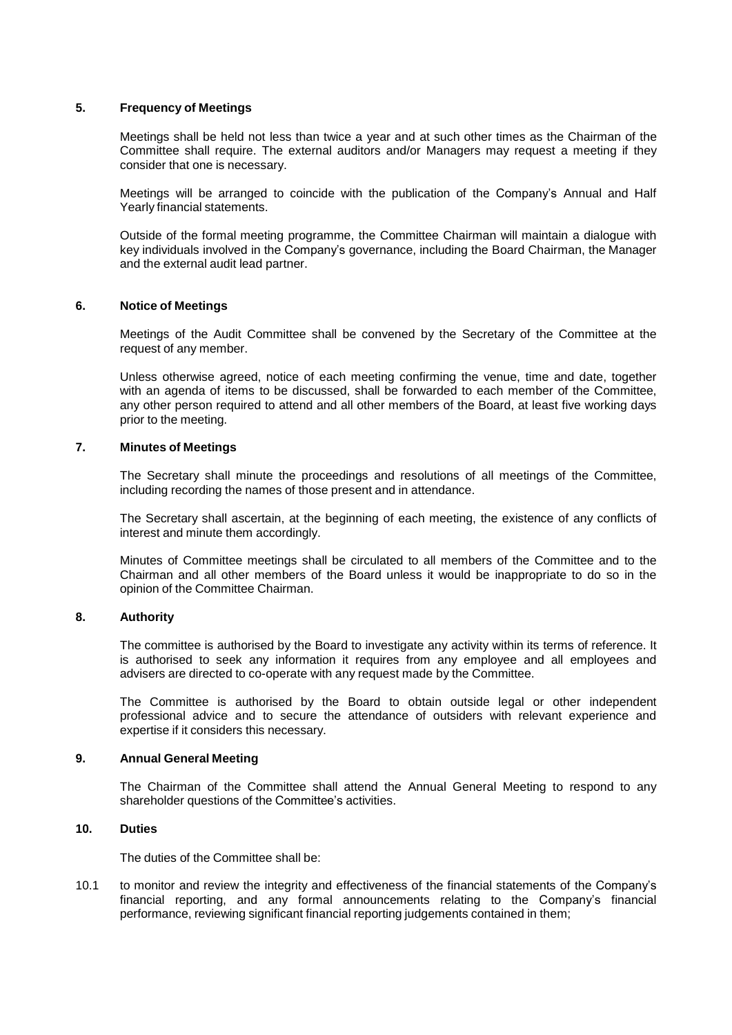## 5. Frequency of Meetings

Meetings shall be held not less than twice a year and at such other times as the Chairman of the Committee shall require. The external auditors and/or Managers may request a meeting if they consider that one is necessary.

Meetings will be arranged to coincide with the publication of the Company's Annual and Half Yearly financial statements.

Outside of the formal meeting programme, the Committee Chairman will maintain a dialogue with key individuals involved in the Company's governance, including the Board Chairman, the Manager and the external audit lead partner.

## 6. Notice of Meetings

Meetings of the Audit Committee shall be convened by the Secretary of the Committee at the request of any member.

Unless otherwise agreed, notice of each meeting confirming the venue, time and date, together with an agenda of items to be discussed, shall be forwarded to each member of the Committee, any other person required to attend and all other members of the Board, at least five working days prior to the meeting.

## 7. Minutes of Meetings

The Secretary shall minute the proceedings and resolutions of all meetings of the Committee, including recording the names of those present and in attendance.

The Secretary shall ascertain, at the beginning of each meeting, the existence of any conflicts of interest and minute them accordingly.

Minutes of Committee meetings shall be circulated to all members of the Committee and to the Chairman and all other members of the Board unless it would be inappropriate to do so in the opinion of the Committee Chairman.

## 8. Authority

The committee is authorised by the Board to investigate any activity within its terms of reference. It is authorised to seek any information it requires from any employee and all employees and advisers are directed to co-operate with any request made by the Committee.

The Committee is authorised by the Board to obtain outside legal or other independent professional advice and to secure the attendance of outsiders with relevant experience and expertise if it considers this necessary.

## 9. Annual General Meeting

The Chairman of the Committee shall attend the Annual General Meeting to respond to any shareholder questions of the Committee's activities.

## 10. Duties

The duties of the Committee shall be:

10.1 to monitor and review the integrity and effectiveness of the financial statements of the Company's financial reporting, and any formal announcements relating to the Company's financial performance, reviewing significant financial reporting judgements contained in them;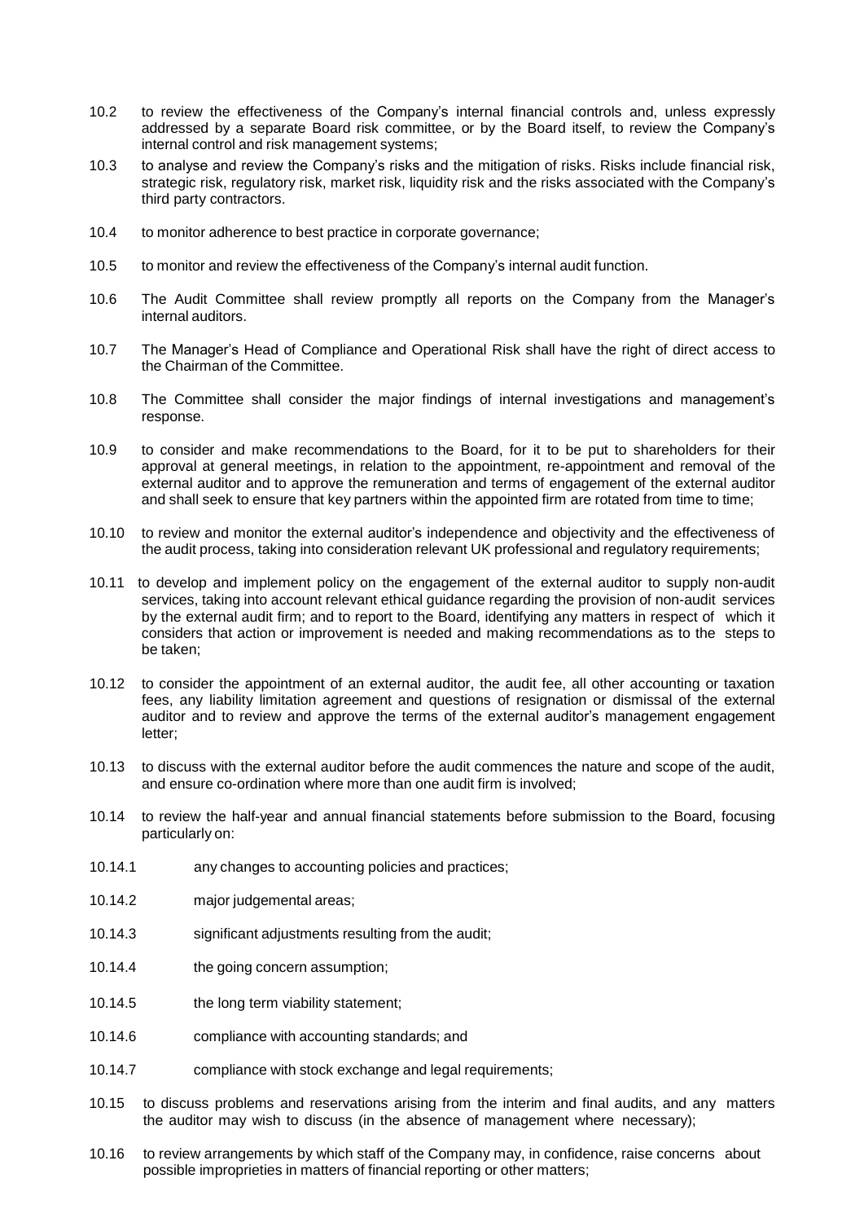10.2 to review the effectiveness of the Company's internal financial controls and, unless expressly addressed by a separate Board risk committee, or by the Board itself, to review the Company's internal control and risk management systems;

10.3 to analyse and review the Company's risks and the mitigation of risks. Risks include financial risk, strategic risk, regulatory risk, market risk, liquidity risk and the risks associated with the Company's third party contractors.

10.4 to monitor adherence to best practice in corporate governance;

10.5 to monitor and review the effectiveness of the Company's internal audit function.

10.6 The Audit Committee shall review promptly all reports on the Company from the Manager's internal auditors.

10.7 The Manager's Head of Compliance and Operational Risk shall have the right of direct access to the Chairman of the Committee.

10.8 The Committee shall consider the major findings of internal investigations and management's response.

10.9 to consider and make recommendations to the Board, for it to be put to shareholders for their approval at general meetings, in relation to the appointment, re-appointment and removal of the external auditor and to approve the remuneration and terms of engagement of the external auditor and shall seek to ensure that key partners within the appointed firm are rotated from time to time;

10.10 to review and monitor the external auditor's independence and objectivity and the effectiveness of the audit process, taking into consideration relevant UK professional and regulatory requirements;

10.11 to develop and implement policy on the engagement of the external auditor to supply non-audit services, taking into account relevant ethical guidance regarding the provision of non-audit services by the external audit firm; and to report to the Board, identifying any matters in respect of which it considers that action or improvement is needed and making recommendations as to the steps to be taken;

10.12 to consider the appointment of an external auditor, the audit fee, all other accounting or taxation fees, any liability limitation agreement and questions of resignation or dismissal of the external auditor and to review and approve the terms of the external auditor's management engagement letter;

10.13 to discuss with the external auditor before the audit commences the nature and scope of the audit, and ensure co-ordination where more than one audit firm is involved;

10.14 to review the half-year and annual financial statements before submission to the Board, focusing particularly on:

10.14.1 any changes to accounting policies and practices;

10.14.2 major judgemental areas;

10.14.3 significant adjustments resulting from the audit;

10.14.4 the going concern assumption;

10.14.5 the long term viability statement;

10.14.6 compliance with accounting standards; and

10.14.7 compliance with stock exchange and legal requirements;

10.15 to discuss problems and reservations arising from the interim and final audits, and any matters the auditor may wish to discuss (in the absence of management where necessary);

10.16 to review arrangements by which staff of the Company may, in confidence, raise concerns about possible improprieties in matters of financial reporting or other matters;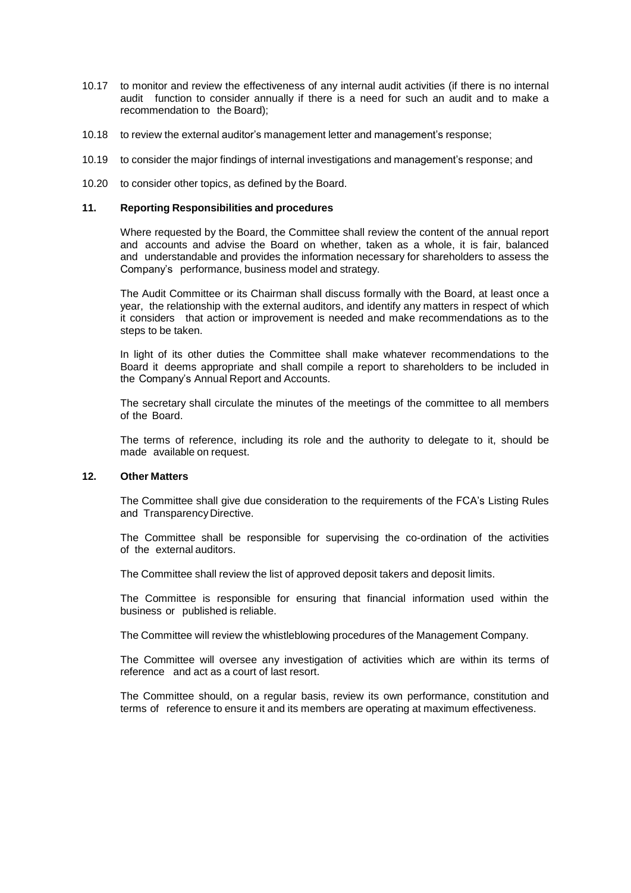10.17 to monitor and review the effectiveness of any internal audit activities (if there is no internal audit function to consider annually if there is a need for such an audit and to make a recommendation to the Board);

10.18 to review the external auditor's management letter and management's response;

10.19 to consider the major findings of internal investigations and management's response; and

10.20 to consider other topics, as defined by the Board.

## 11. Reporting Responsibilities and procedures

Where requested by the Board, the Committee shall review the content of the annual report and accounts and advise the Board on whether, taken as a whole, it is fair, balanced and understandable and provides the information necessary for shareholders to assess the Company's performance, business model and strategy.

The Audit Committee or its Chairman shall discuss formally with the Board, at least once a year, the relationship with the external auditors, and identify any matters in respect of which it considers that action or improvement is needed and make recommendations as to the steps to be taken.

In light of its other duties the Committee shall make whatever recommendations to the Board it deems appropriate and shall compile a report to shareholders to be included in the Company's Annual Report and Accounts.

The secretary shall circulate the minutes of the meetings of the committee to all members of the Board.

The terms of reference, including its role and the authority to delegate to it, should be made available on request.

## 12. Other Matters

The Committee shall give due consideration to the requirements of the FCA's Listing Rules and Transparency Directive.

The Committee shall be responsible for supervising the co-ordination of the activities of the external auditors.

The Committee shall review the list of approved deposit takers and deposit limits.

The Committee is responsible for ensuring that financial information used within the business or published is reliable.

The Committee will review the whistleblowing procedures of the Management Company.

The Committee will oversee any investigation of activities which are within its terms of reference and act as a court of last resort.

The Committee should, on a regular basis, review its own performance, constitution and terms of reference to ensure it and its members are operating at maximum effectiveness.